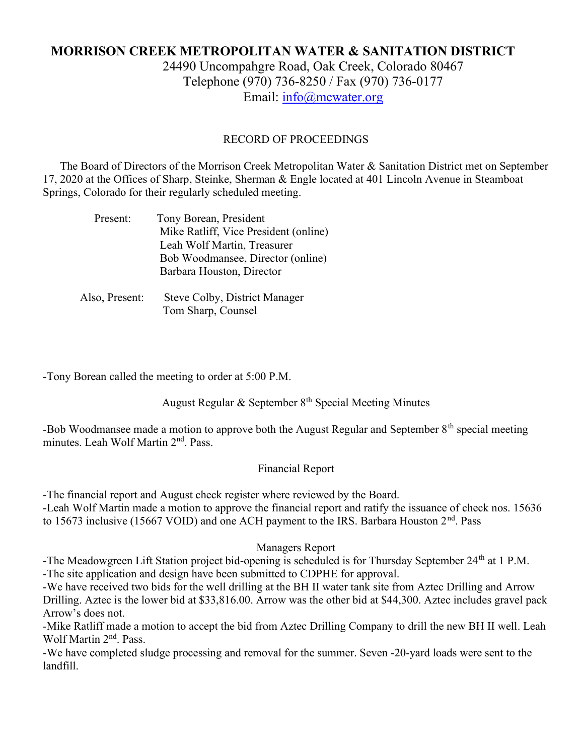# MORRISON CREEK METROPOLITAN WATER & SANITATION DISTRICT

24490 Uncompahgre Road, Oak Creek, Colorado 80467
Telephone (970) 736-8250 / Fax (970) 736-0177
Email: info@mcwater.org

## RECORD OF PROCEEDINGS

The Board of Directors of the Morrison Creek Metropolitan Water & Sanitation District met on September 17, 2020 at the Offices of Sharp, Steinke, Sherman & Engle located at 401 Lincoln Avenue in Steamboat Springs, Colorado for their regularly scheduled meeting.

Present:
- Tony Borean, President
- Mike Ratliff, Vice President (online)
- Leah Wolf Martin, Treasurer
- Bob Woodmansee, Director (online)
- Barbara Houston, Director

Also, Present:
- Steve Colby, District Manager
- Tom Sharp, Counsel

-Tony Borean called the meeting to order at 5:00 P.M.

### August Regular & September 8th Special Meeting Minutes

-Bob Woodmansee made a motion to approve both the August Regular and September 8th special meeting minutes. Leah Wolf Martin 2nd. Pass.

### Financial Report

-The financial report and August check register where reviewed by the Board.
-Leah Wolf Martin made a motion to approve the financial report and ratify the issuance of check nos. 15636 to 15673 inclusive (15667 VOID) and one ACH payment to the IRS. Barbara Houston 2nd. Pass

### Managers Report

-The Meadowgreen Lift Station project bid-opening is scheduled is for Thursday September 24th at 1 P.M.
-The site application and design have been submitted to CDPHE for approval.
-We have received two bids for the well drilling at the BH II water tank site from Aztec Drilling and Arrow Drilling. Aztec is the lower bid at $33,816.00. Arrow was the other bid at $44,300. Aztec includes gravel pack Arrow's does not.
-Mike Ratliff made a motion to accept the bid from Aztec Drilling Company to drill the new BH II well. Leah Wolf Martin 2nd. Pass.
-We have completed sludge processing and removal for the summer. Seven -20-yard loads were sent to the landfill.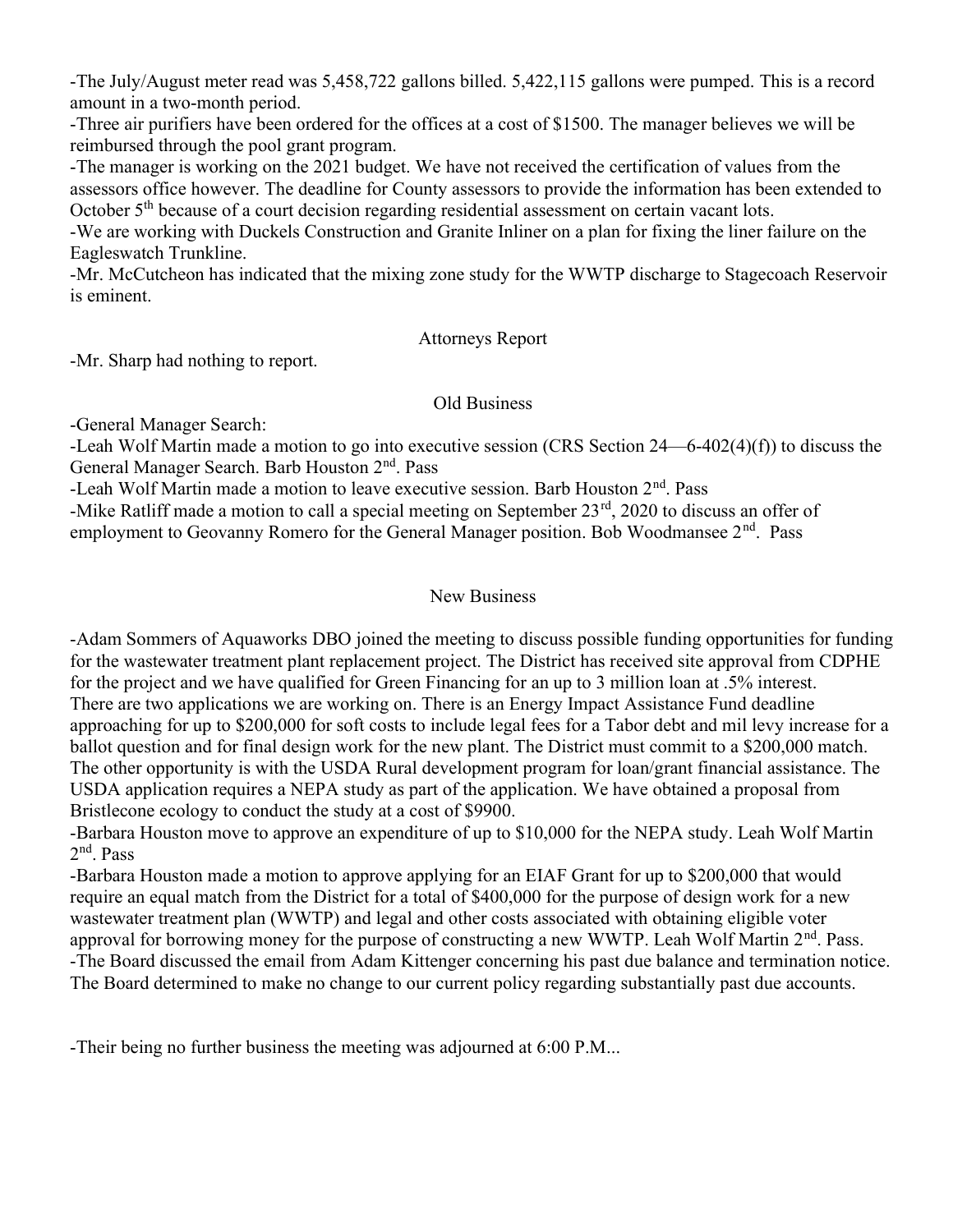-The July/August meter read was 5,458,722 gallons billed. 5,422,115 gallons were pumped. This is a record amount in a two-month period.

-Three air purifiers have been ordered for the offices at a cost of $1500. The manager believes we will be reimbursed through the pool grant program.

-The manager is working on the 2021 budget. We have not received the certification of values from the assessors office however. The deadline for County assessors to provide the information has been extended to October 5th because of a court decision regarding residential assessment on certain vacant lots.

-We are working with Duckels Construction and Granite Inliner on a plan for fixing the liner failure on the Eagleswatch Trunkline.

-Mr. McCutcheon has indicated that the mixing zone study for the WWTP discharge to Stagecoach Reservoir is eminent.

## Attorneys Report

-Mr. Sharp had nothing to report.

## Old Business

-General Manager Search:

-Leah Wolf Martin made a motion to go into executive session (CRS Section 24—6-402(4)(f)) to discuss the General Manager Search. Barb Houston 2nd. Pass

-Leah Wolf Martin made a motion to leave executive session. Barb Houston 2nd. Pass

-Mike Ratliff made a motion to call a special meeting on September 23rd, 2020 to discuss an offer of employment to Geovanny Romero for the General Manager position. Bob Woodmansee 2nd. Pass

## New Business

-Adam Sommers of Aquaworks DBO joined the meeting to discuss possible funding opportunities for funding for the wastewater treatment plant replacement project. The District has received site approval from CDPHE for the project and we have qualified for Green Financing for an up to 3 million loan at .5% interest. There are two applications we are working on. There is an Energy Impact Assistance Fund deadline approaching for up to $200,000 for soft costs to include legal fees for a Tabor debt and mil levy increase for a ballot question and for final design work for the new plant. The District must commit to a $200,000 match. The other opportunity is with the USDA Rural development program for loan/grant financial assistance. The USDA application requires a NEPA study as part of the application. We have obtained a proposal from Bristlecone ecology to conduct the study at a cost of $9900.

-Barbara Houston move to approve an expenditure of up to $10,000 for the NEPA study. Leah Wolf Martin 2nd. Pass

-Barbara Houston made a motion to approve applying for an EIAF Grant for up to $200,000 that would require an equal match from the District for a total of $400,000 for the purpose of design work for a new wastewater treatment plan (WWTP) and legal and other costs associated with obtaining eligible voter approval for borrowing money for the purpose of constructing a new WWTP. Leah Wolf Martin 2nd. Pass.

-The Board discussed the email from Adam Kittenger concerning his past due balance and termination notice. The Board determined to make no change to our current policy regarding substantially past due accounts.

-Their being no further business the meeting was adjourned at 6:00 P.M...